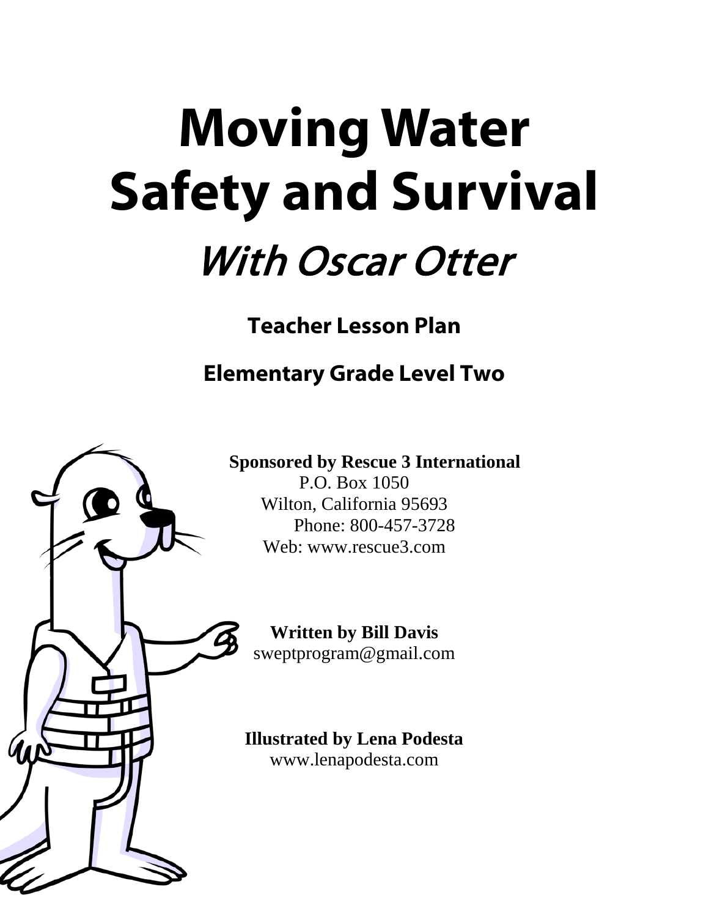# Moving Water Safety and Survival

## *With Oscar Otter*

### Teacher Lesson Plan

### Elementary Grade Level Two

**Sponsored by Rescue 3 International**
P.O. Box 1050
Wilton, California 95693
Phone: 800-457-3728
Web: www.rescue3.com

**Written by Bill Davis**
sweptprogram@gmail.com

**Illustrated by Lena Podesta**
www.lenapodesta.com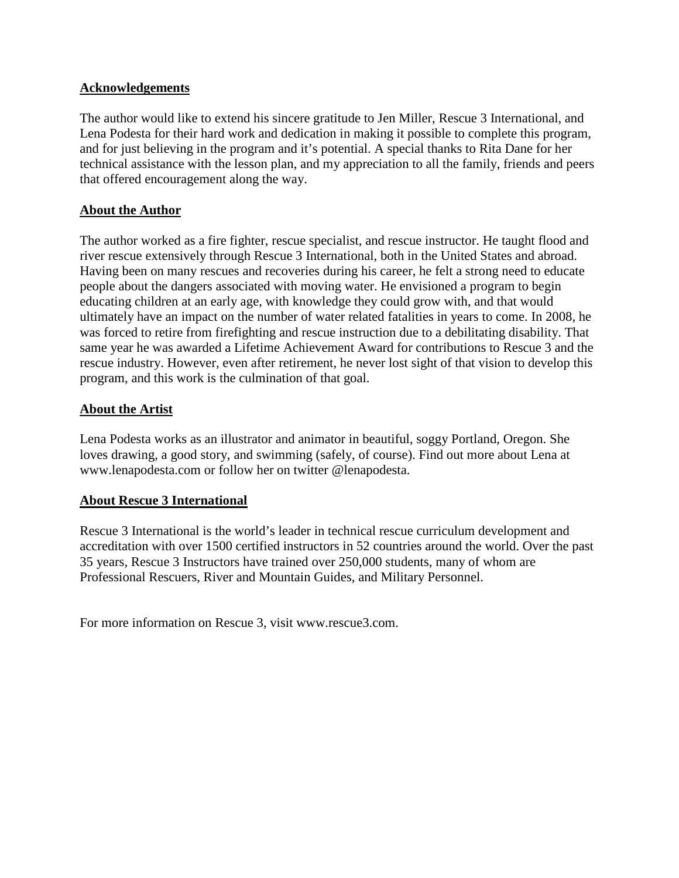## Acknowledgements

The author would like to extend his sincere gratitude to Jen Miller, Rescue 3 International, and Lena Podesta for their hard work and dedication in making it possible to complete this program, and for just believing in the program and it's potential. A special thanks to Rita Dane for her technical assistance with the lesson plan, and my appreciation to all the family, friends and peers that offered encouragement along the way.

## About the Author

The author worked as a fire fighter, rescue specialist, and rescue instructor. He taught flood and river rescue extensively through Rescue 3 International, both in the United States and abroad. Having been on many rescues and recoveries during his career, he felt a strong need to educate people about the dangers associated with moving water. He envisioned a program to begin educating children at an early age, with knowledge they could grow with, and that would ultimately have an impact on the number of water related fatalities in years to come. In 2008, he was forced to retire from firefighting and rescue instruction due to a debilitating disability. That same year he was awarded a Lifetime Achievement Award for contributions to Rescue 3 and the rescue industry. However, even after retirement, he never lost sight of that vision to develop this program, and this work is the culmination of that goal.

## About the Artist

Lena Podesta works as an illustrator and animator in beautiful, soggy Portland, Oregon. She loves drawing, a good story, and swimming (safely, of course). Find out more about Lena at www.lenapodesta.com or follow her on twitter @lenapodesta.

## About Rescue 3 International

Rescue 3 International is the world's leader in technical rescue curriculum development and accreditation with over 1500 certified instructors in 52 countries around the world. Over the past 35 years, Rescue 3 Instructors have trained over 250,000 students, many of whom are Professional Rescuers, River and Mountain Guides, and Military Personnel.

For more information on Rescue 3, visit www.rescue3.com.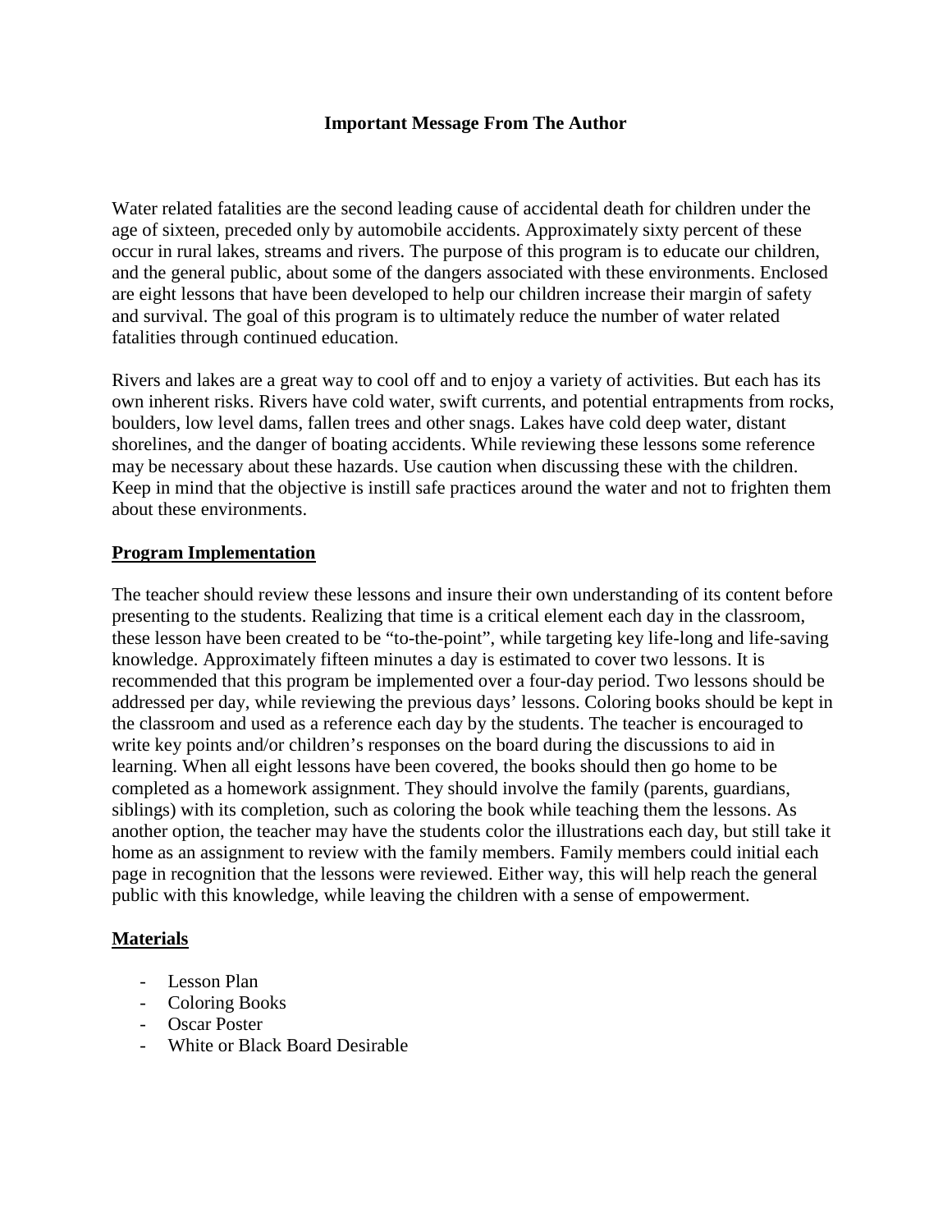# Important Message From The Author

Water related fatalities are the second leading cause of accidental death for children under the age of sixteen, preceded only by automobile accidents. Approximately sixty percent of these occur in rural lakes, streams and rivers. The purpose of this program is to educate our children, and the general public, about some of the dangers associated with these environments. Enclosed are eight lessons that have been developed to help our children increase their margin of safety and survival. The goal of this program is to ultimately reduce the number of water related fatalities through continued education.

Rivers and lakes are a great way to cool off and to enjoy a variety of activities. But each has its own inherent risks. Rivers have cold water, swift currents, and potential entrapments from rocks, boulders, low level dams, fallen trees and other snags. Lakes have cold deep water, distant shorelines, and the danger of boating accidents. While reviewing these lessons some reference may be necessary about these hazards. Use caution when discussing these with the children. Keep in mind that the objective is instill safe practices around the water and not to frighten them about these environments.

## Program Implementation

The teacher should review these lessons and insure their own understanding of its content before presenting to the students. Realizing that time is a critical element each day in the classroom, these lesson have been created to be "to-the-point", while targeting key life-long and life-saving knowledge. Approximately fifteen minutes a day is estimated to cover two lessons. It is recommended that this program be implemented over a four-day period. Two lessons should be addressed per day, while reviewing the previous days' lessons. Coloring books should be kept in the classroom and used as a reference each day by the students. The teacher is encouraged to write key points and/or children's responses on the board during the discussions to aid in learning. When all eight lessons have been covered, the books should then go home to be completed as a homework assignment. They should involve the family (parents, guardians, siblings) with its completion, such as coloring the book while teaching them the lessons. As another option, the teacher may have the students color the illustrations each day, but still take it home as an assignment to review with the family members. Family members could initial each page in recognition that the lessons were reviewed. Either way, this will help reach the general public with this knowledge, while leaving the children with a sense of empowerment.

## Materials

- Lesson Plan
- Coloring Books
- Oscar Poster
- White or Black Board Desirable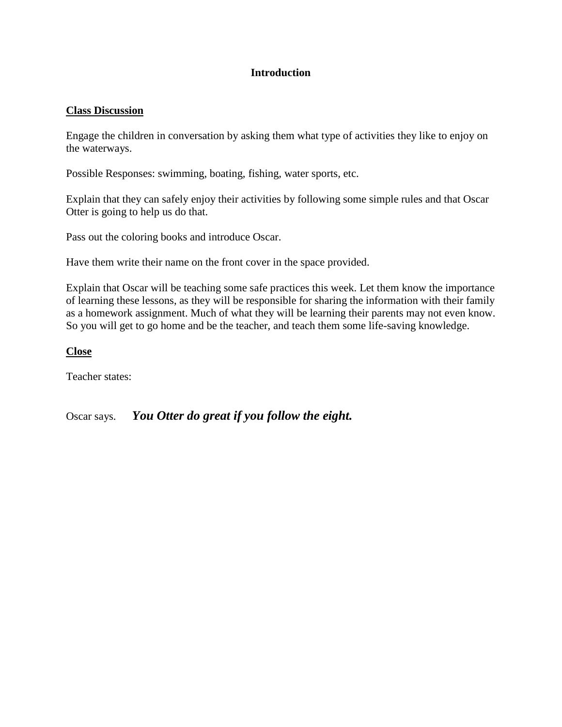# Introduction

**Class Discussion**

Engage the children in conversation by asking them what type of activities they like to enjoy on the waterways.

Possible Responses: swimming, boating, fishing, water sports, etc.

Explain that they can safely enjoy their activities by following some simple rules and that Oscar Otter is going to help us do that.

Pass out the coloring books and introduce Oscar.

Have them write their name on the front cover in the space provided.

Explain that Oscar will be teaching some safe practices this week. Let them know the importance of learning these lessons, as they will be responsible for sharing the information with their family as a homework assignment. Much of what they will be learning their parents may not even know. So you will get to go home and be the teacher, and teach them some life-saving knowledge.

**Close**

Teacher states:

Oscar says. ***You Otter do great if you follow the eight.***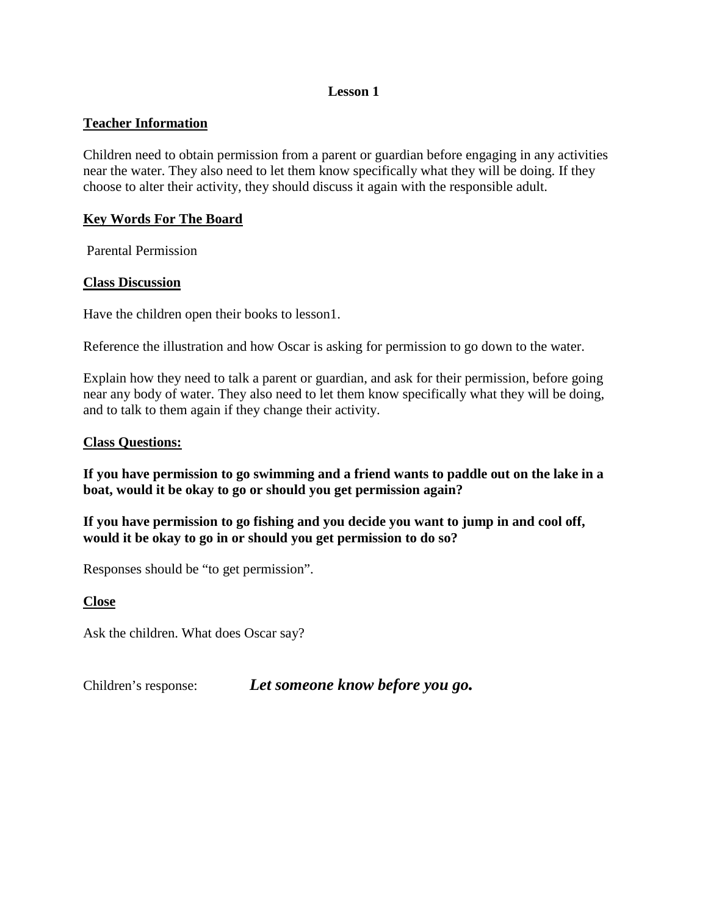**Lesson 1**

**Teacher Information**

Children need to obtain permission from a parent or guardian before engaging in any activities near the water. They also need to let them know specifically what they will be doing. If they choose to alter their activity, they should discuss it again with the responsible adult.

**Key Words For The Board**

Parental Permission

**Class Discussion**

Have the children open their books to lesson1.

Reference the illustration and how Oscar is asking for permission to go down to the water.

Explain how they need to talk a parent or guardian, and ask for their permission, before going near any body of water. They also need to let them know specifically what they will be doing, and to talk to them again if they change their activity.

**Class Questions:**

**If you have permission to go swimming and a friend wants to paddle out on the lake in a boat, would it be okay to go or should you get permission again?**

**If you have permission to go fishing and you decide you want to jump in and cool off, would it be okay to go in or should you get permission to do so?**

Responses should be "to get permission".

**Close**

Ask the children. What does Oscar say?

Children's response: ***Let someone know before you go.***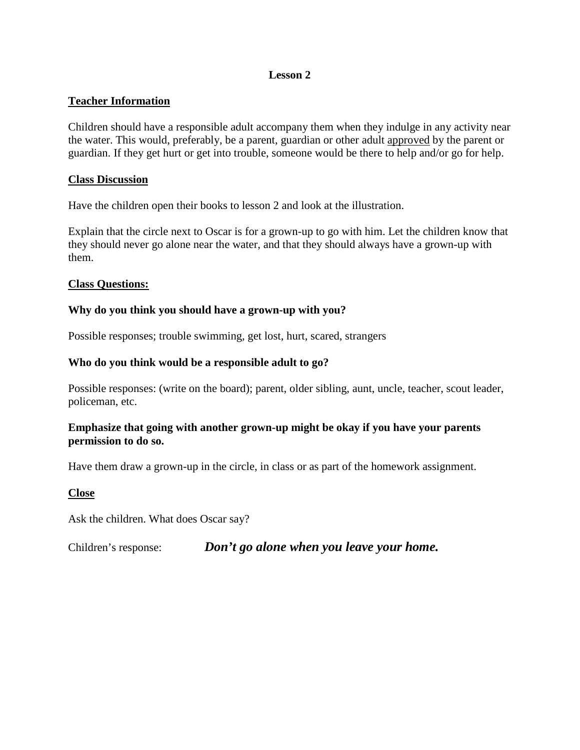**Lesson 2**

**<u>Teacher Information</u>**

Children should have a responsible adult accompany them when they indulge in any activity near the water. This would, preferably, be a parent, guardian or other adult <u>approved</u> by the parent or guardian. If they get hurt or get into trouble, someone would be there to help and/or go for help.

**<u>Class Discussion</u>**

Have the children open their books to lesson 2 and look at the illustration.

Explain that the circle next to Oscar is for a grown-up to go with him. Let the children know that they should never go alone near the water, and that they should always have a grown-up with them.

**<u>Class Questions:</u>**

**Why do you think you should have a grown-up with you?**

Possible responses; trouble swimming, get lost, hurt, scared, strangers

**Who do you think would be a responsible adult to go?**

Possible responses: (write on the board); parent, older sibling, aunt, uncle, teacher, scout leader, policeman, etc.

**Emphasize that going with another grown-up might be okay if you have your parents permission to do so.**

Have them draw a grown-up in the circle, in class or as part of the homework assignment.

**<u>Close</u>**

Ask the children. What does Oscar say?

Children's response: ***Don't go alone when you leave your home.***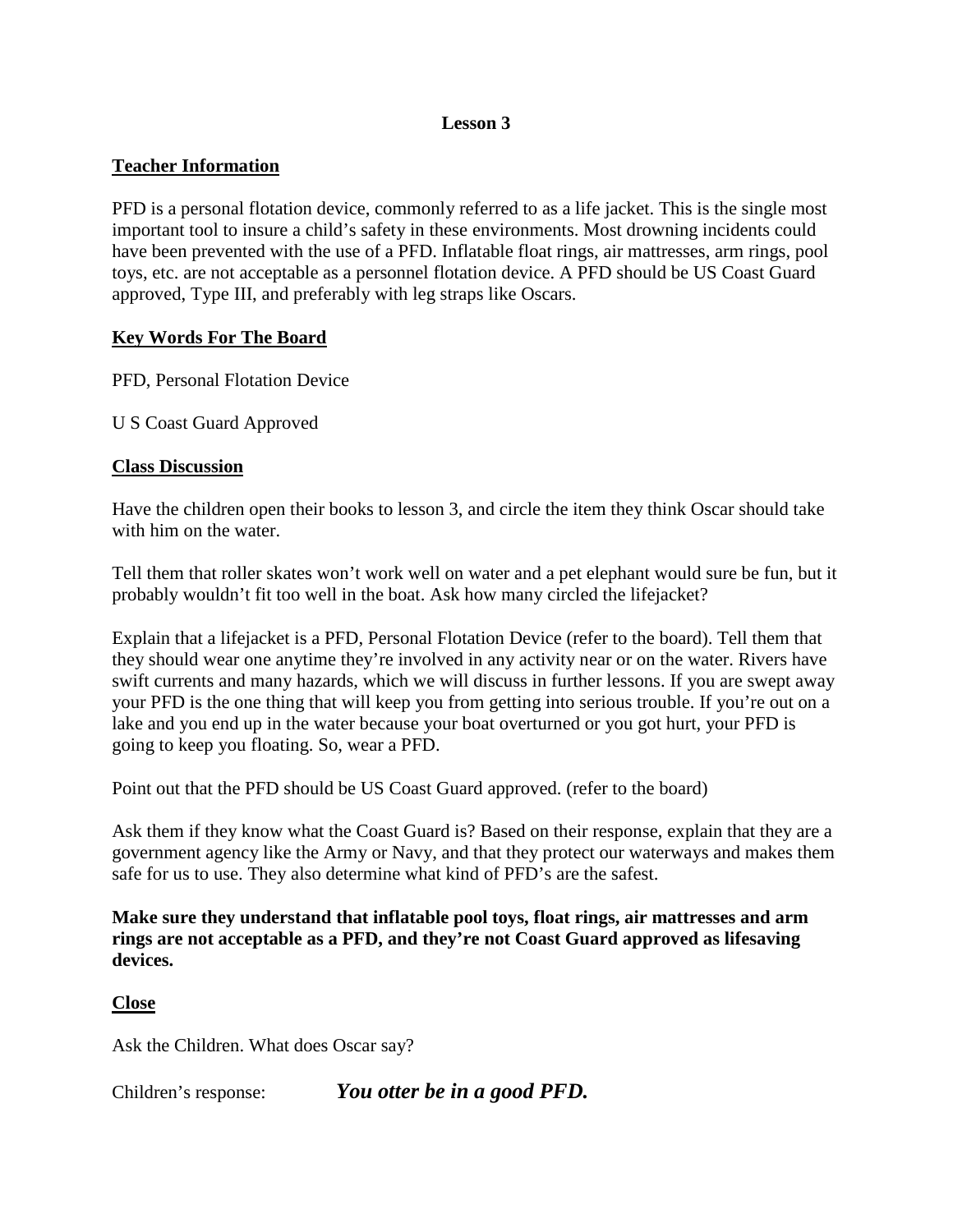## Lesson 3

**Teacher Information**

PFD is a personal flotation device, commonly referred to as a life jacket. This is the single most important tool to insure a child's safety in these environments. Most drowning incidents could have been prevented with the use of a PFD. Inflatable float rings, air mattresses, arm rings, pool toys, etc. are not acceptable as a personnel flotation device. A PFD should be US Coast Guard approved, Type III, and preferably with leg straps like Oscars.

**Key Words For The Board**

PFD, Personal Flotation Device

U S Coast Guard Approved

**Class Discussion**

Have the children open their books to lesson 3, and circle the item they think Oscar should take with him on the water.

Tell them that roller skates won't work well on water and a pet elephant would sure be fun, but it probably wouldn't fit too well in the boat. Ask how many circled the lifejacket?

Explain that a lifejacket is a PFD, Personal Flotation Device (refer to the board). Tell them that they should wear one anytime they're involved in any activity near or on the water. Rivers have swift currents and many hazards, which we will discuss in further lessons. If you are swept away your PFD is the one thing that will keep you from getting into serious trouble. If you're out on a lake and you end up in the water because your boat overturned or you got hurt, your PFD is going to keep you floating. So, wear a PFD.

Point out that the PFD should be US Coast Guard approved. (refer to the board)

Ask them if they know what the Coast Guard is? Based on their response, explain that they are a government agency like the Army or Navy, and that they protect our waterways and makes them safe for us to use. They also determine what kind of PFD's are the safest.

**Make sure they understand that inflatable pool toys, float rings, air mattresses and arm rings are not acceptable as a PFD, and they're not Coast Guard approved as lifesaving devices.**

**Close**

Ask the Children. What does Oscar say?

Children's response: ***You otter be in a good PFD.***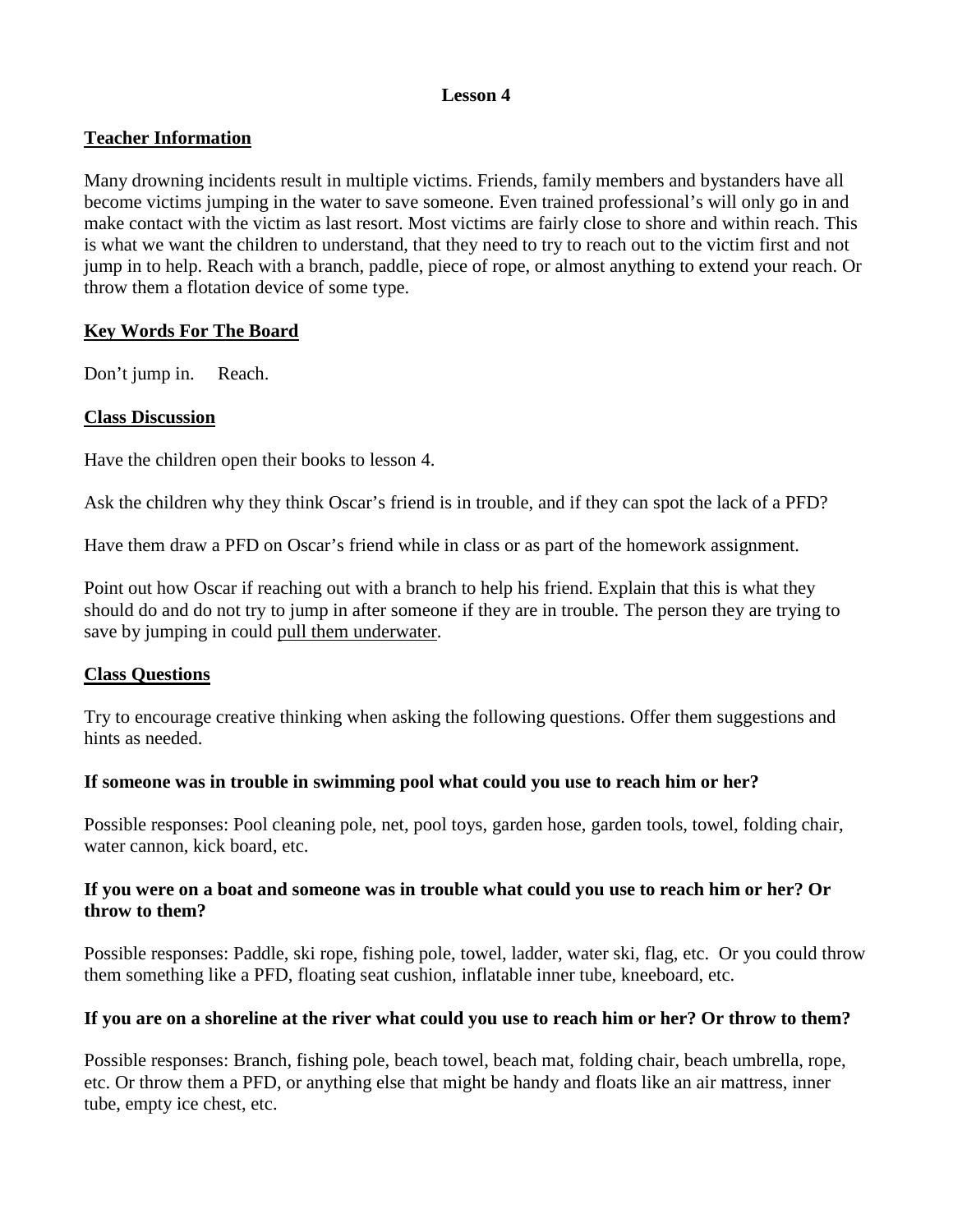# Lesson 4

## Teacher Information

Many drowning incidents result in multiple victims. Friends, family members and bystanders have all become victims jumping in the water to save someone. Even trained professional's will only go in and make contact with the victim as last resort. Most victims are fairly close to shore and within reach. This is what we want the children to understand, that they need to try to reach out to the victim first and not jump in to help. Reach with a branch, paddle, piece of rope, or almost anything to extend your reach. Or throw them a flotation device of some type.

## Key Words For The Board

Don't jump in.     Reach.

## Class Discussion

Have the children open their books to lesson 4.

Ask the children why they think Oscar's friend is in trouble, and if they can spot the lack of a PFD?

Have them draw a PFD on Oscar's friend while in class or as part of the homework assignment.

Point out how Oscar if reaching out with a branch to help his friend. Explain that this is what they should do and do not try to jump in after someone if they are in trouble. The person they are trying to save by jumping in could <u>pull them underwater</u>.

## Class Questions

Try to encourage creative thinking when asking the following questions. Offer them suggestions and hints as needed.

**If someone was in trouble in swimming pool what could you use to reach him or her?**

Possible responses: Pool cleaning pole, net, pool toys, garden hose, garden tools, towel, folding chair, water cannon, kick board, etc.

**If you were on a boat and someone was in trouble what could you use to reach him or her? Or throw to them?**

Possible responses: Paddle, ski rope, fishing pole, towel, ladder, water ski, flag, etc. Or you could throw them something like a PFD, floating seat cushion, inflatable inner tube, kneeboard, etc.

**If you are on a shoreline at the river what could you use to reach him or her? Or throw to them?**

Possible responses: Branch, fishing pole, beach towel, beach mat, folding chair, beach umbrella, rope, etc. Or throw them a PFD, or anything else that might be handy and floats like an air mattress, inner tube, empty ice chest, etc.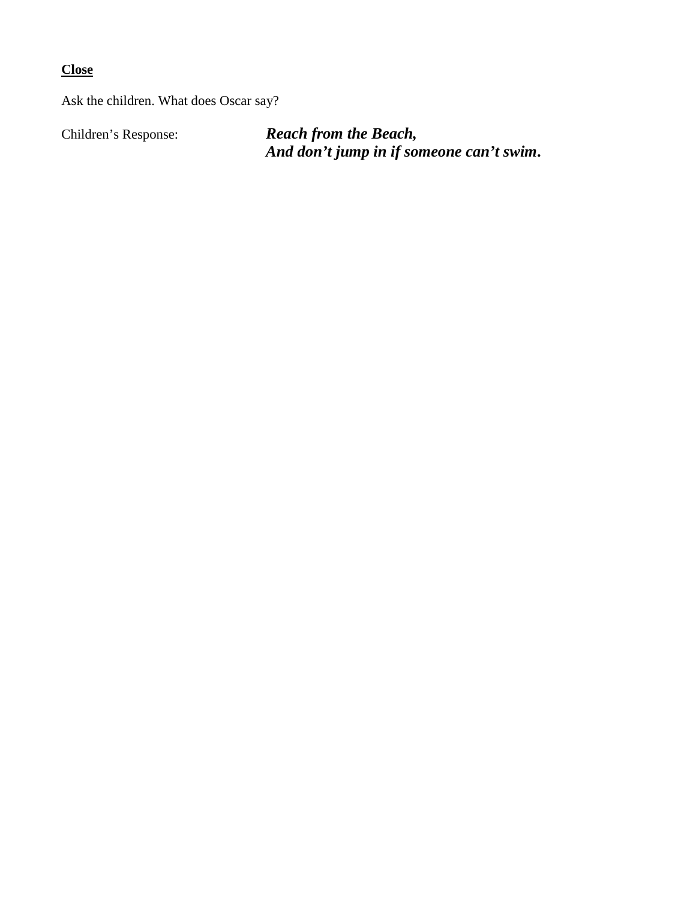**Close**

Ask the children. What does Oscar say?

Children's Response: ***Reach from the Beach,***
***And don't jump in if someone can't swim.***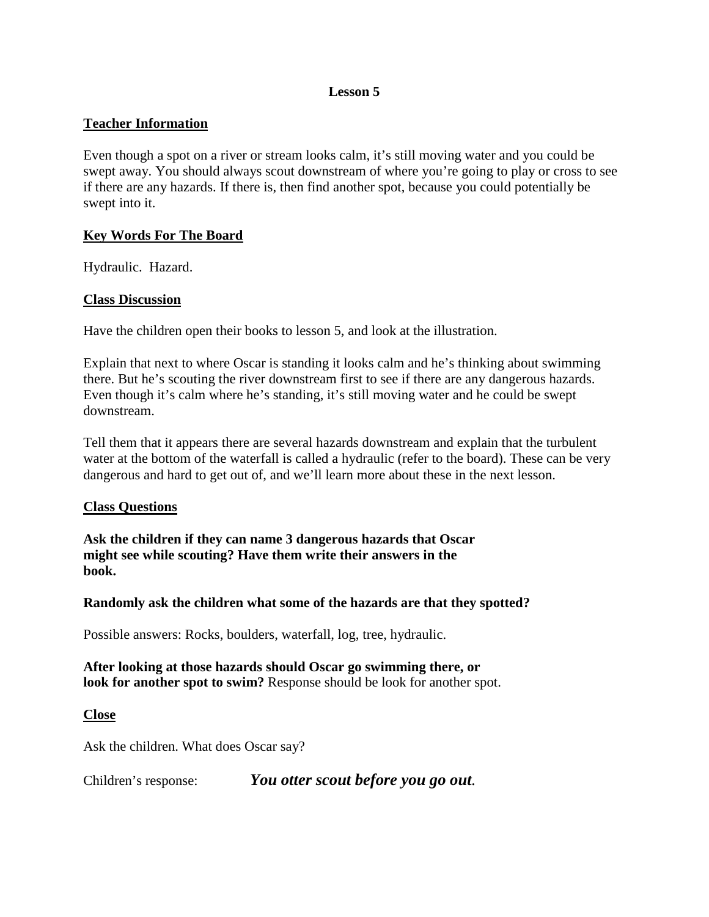# Lesson 5

## Teacher Information

Even though a spot on a river or stream looks calm, it's still moving water and you could be swept away. You should always scout downstream of where you're going to play or cross to see if there are any hazards. If there is, then find another spot, because you could potentially be swept into it.

## Key Words For The Board

Hydraulic. Hazard.

## Class Discussion

Have the children open their books to lesson 5, and look at the illustration.

Explain that next to where Oscar is standing it looks calm and he's thinking about swimming there. But he's scouting the river downstream first to see if there are any dangerous hazards. Even though it's calm where he's standing, it's still moving water and he could be swept downstream.

Tell them that it appears there are several hazards downstream and explain that the turbulent water at the bottom of the waterfall is called a hydraulic (refer to the board). These can be very dangerous and hard to get out of, and we'll learn more about these in the next lesson.

## Class Questions

**Ask the children if they can name 3 dangerous hazards that Oscar might see while scouting? Have them write their answers in the book.**

**Randomly ask the children what some of the hazards are that they spotted?**

Possible answers: Rocks, boulders, waterfall, log, tree, hydraulic.

**After looking at those hazards should Oscar go swimming there, or look for another spot to swim?** Response should be look for another spot.

## Close

Ask the children. What does Oscar say?

Children's response: ***You otter scout before you go out.***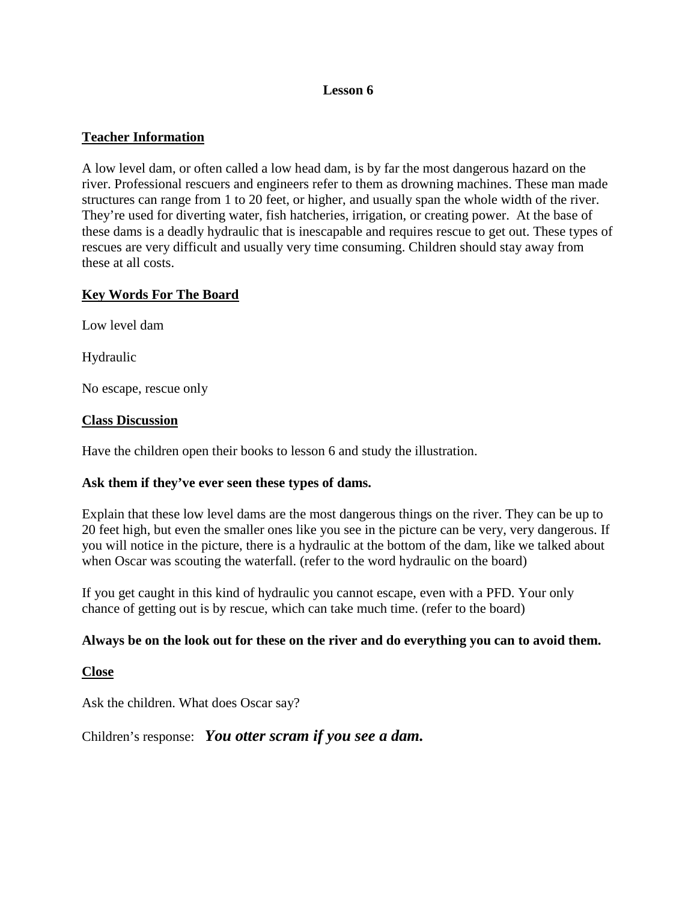# Lesson 6

## Teacher Information

A low level dam, or often called a low head dam, is by far the most dangerous hazard on the river. Professional rescuers and engineers refer to them as drowning machines. These man made structures can range from 1 to 20 feet, or higher, and usually span the whole width of the river. They're used for diverting water, fish hatcheries, irrigation, or creating power. At the base of these dams is a deadly hydraulic that is inescapable and requires rescue to get out. These types of rescues are very difficult and usually very time consuming. Children should stay away from these at all costs.

## Key Words For The Board

Low level dam

Hydraulic

No escape, rescue only

## Class Discussion

Have the children open their books to lesson 6 and study the illustration.

**Ask them if they've ever seen these types of dams.**

Explain that these low level dams are the most dangerous things on the river. They can be up to 20 feet high, but even the smaller ones like you see in the picture can be very, very dangerous. If you will notice in the picture, there is a hydraulic at the bottom of the dam, like we talked about when Oscar was scouting the waterfall. (refer to the word hydraulic on the board)

If you get caught in this kind of hydraulic you cannot escape, even with a PFD. Your only chance of getting out is by rescue, which can take much time. (refer to the board)

**Always be on the look out for these on the river and do everything you can to avoid them.**

## Close

Ask the children. What does Oscar say?

Children's response: ***You otter scram if you see a dam.***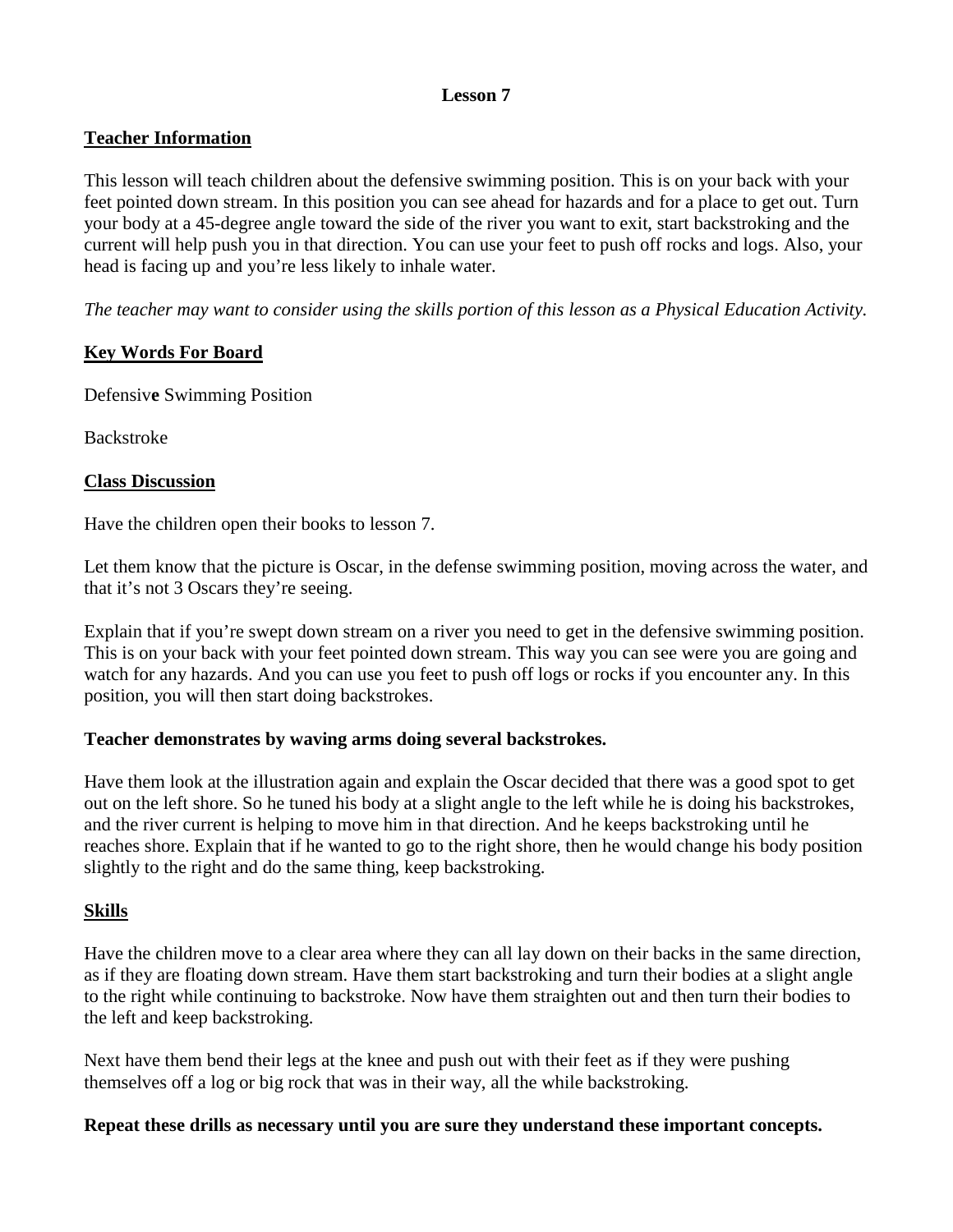# Lesson 7

## Teacher Information

This lesson will teach children about the defensive swimming position. This is on your back with your feet pointed down stream. In this position you can see ahead for hazards and for a place to get out. Turn your body at a 45-degree angle toward the side of the river you want to exit, start backstroking and the current will help push you in that direction. You can use your feet to push off rocks and logs. Also, your head is facing up and you're less likely to inhale water.

*The teacher may want to consider using the skills portion of this lesson as a Physical Education Activity.*

## Key Words For Board

Defensive Swimming Position

Backstroke

## Class Discussion

Have the children open their books to lesson 7.

Let them know that the picture is Oscar, in the defense swimming position, moving across the water, and that it's not 3 Oscars they're seeing.

Explain that if you're swept down stream on a river you need to get in the defensive swimming position. This is on your back with your feet pointed down stream. This way you can see were you are going and watch for any hazards. And you can use you feet to push off logs or rocks if you encounter any. In this position, you will then start doing backstrokes.

**Teacher demonstrates by waving arms doing several backstrokes.**

Have them look at the illustration again and explain the Oscar decided that there was a good spot to get out on the left shore. So he tuned his body at a slight angle to the left while he is doing his backstrokes, and the river current is helping to move him in that direction. And he keeps backstroking until he reaches shore. Explain that if he wanted to go to the right shore, then he would change his body position slightly to the right and do the same thing, keep backstroking.

## Skills

Have the children move to a clear area where they can all lay down on their backs in the same direction, as if they are floating down stream. Have them start backstroking and turn their bodies at a slight angle to the right while continuing to backstroke. Now have them straighten out and then turn their bodies to the left and keep backstroking.

Next have them bend their legs at the knee and push out with their feet as if they were pushing themselves off a log or big rock that was in their way, all the while backstroking.

**Repeat these drills as necessary until you are sure they understand these important concepts.**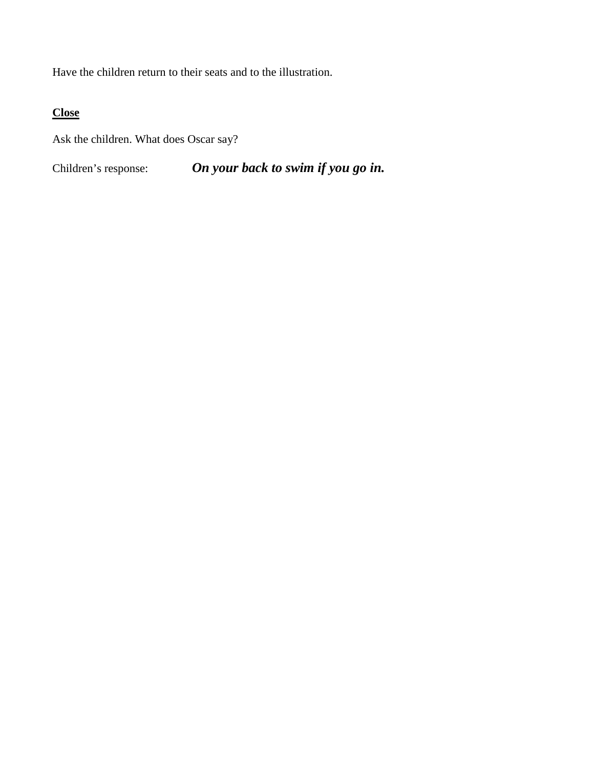Have the children return to their seats and to the illustration.

**Close**

Ask the children. What does Oscar say?

Children's response: ***On your back to swim if you go in.***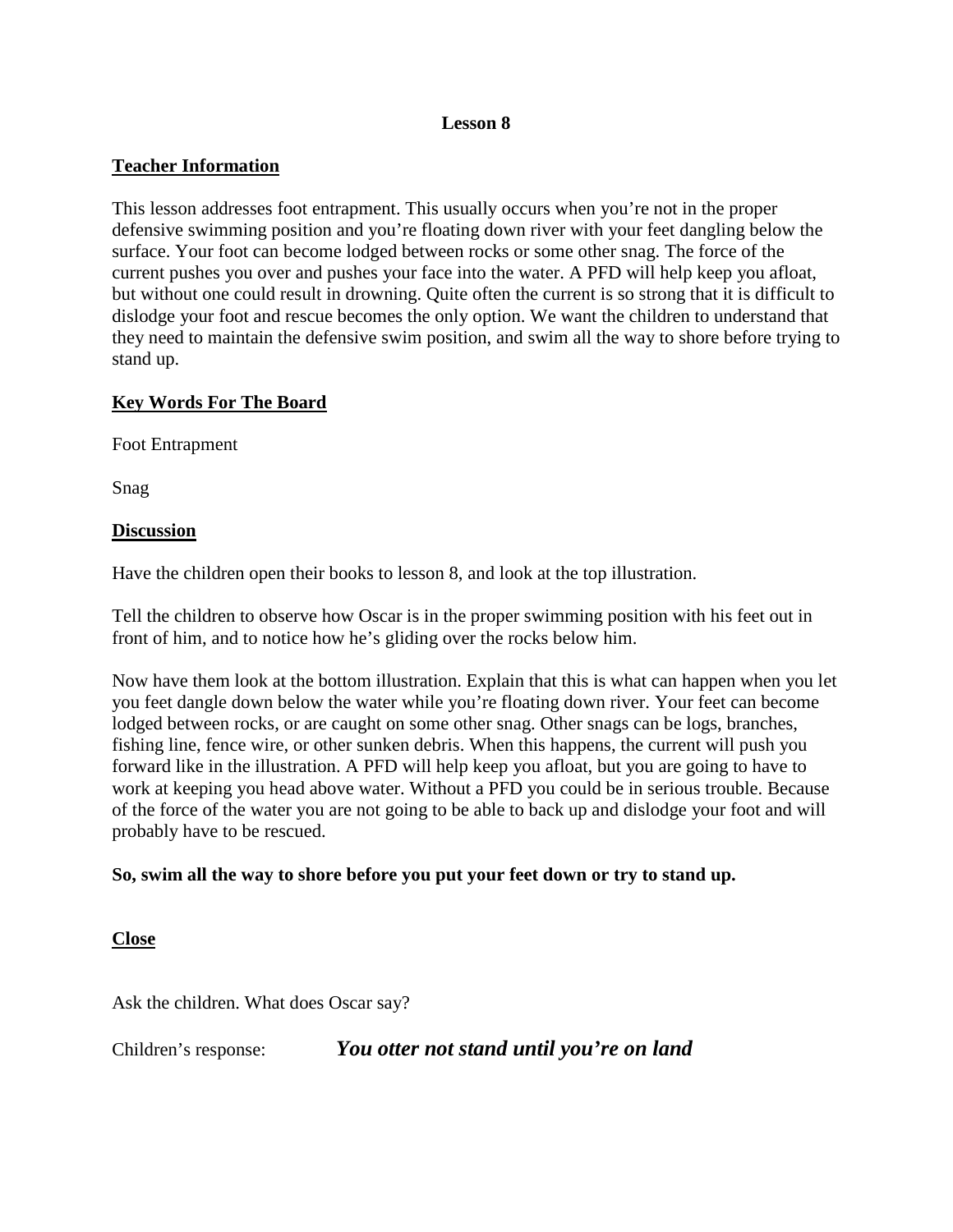# Lesson 8

## Teacher Information

This lesson addresses foot entrapment. This usually occurs when you're not in the proper defensive swimming position and you're floating down river with your feet dangling below the surface. Your foot can become lodged between rocks or some other snag. The force of the current pushes you over and pushes your face into the water. A PFD will help keep you afloat, but without one could result in drowning. Quite often the current is so strong that it is difficult to dislodge your foot and rescue becomes the only option. We want the children to understand that they need to maintain the defensive swim position, and swim all the way to shore before trying to stand up.

## Key Words For The Board

Foot Entrapment

Snag

## Discussion

Have the children open their books to lesson 8, and look at the top illustration.

Tell the children to observe how Oscar is in the proper swimming position with his feet out in front of him, and to notice how he's gliding over the rocks below him.

Now have them look at the bottom illustration. Explain that this is what can happen when you let you feet dangle down below the water while you're floating down river. Your feet can become lodged between rocks, or are caught on some other snag. Other snags can be logs, branches, fishing line, fence wire, or other sunken debris. When this happens, the current will push you forward like in the illustration. A PFD will help keep you afloat, but you are going to have to work at keeping you head above water. Without a PFD you could be in serious trouble. Because of the force of the water you are not going to be able to back up and dislodge your foot and will probably have to be rescued.

**So, swim all the way to shore before you put your feet down or try to stand up.**

## Close

Ask the children. What does Oscar say?

Children's response: ***You otter not stand until you're on land***